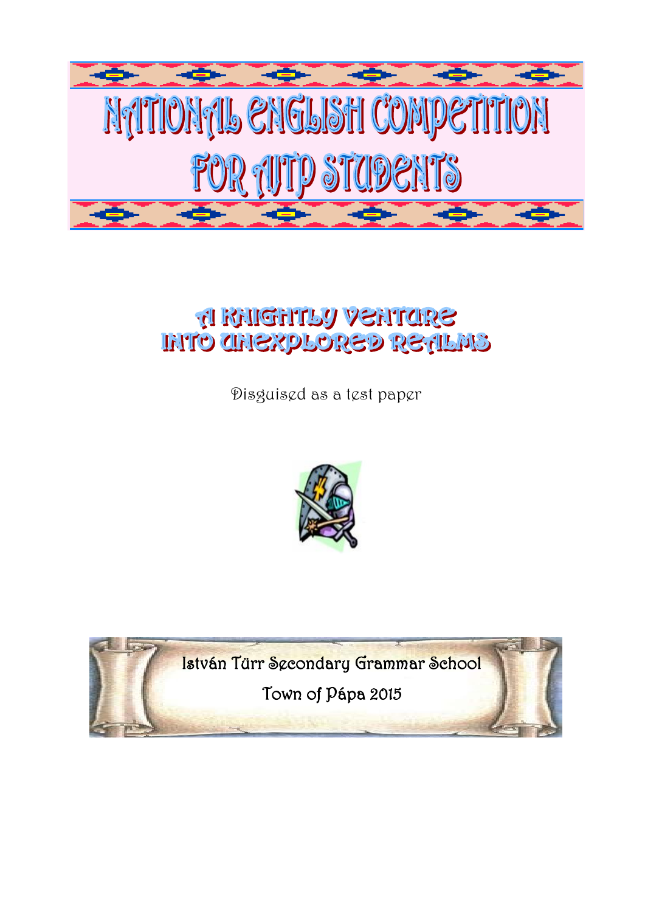# NATIONAL ENGLISH COMPETITION FOR AJTP STUDENTS

## A KNIGHTLY VENTURE INTO UNEXPLORED REALMS

Disguised as a test paper

István Türr Secondary Grammar School

Town of Pápa 2015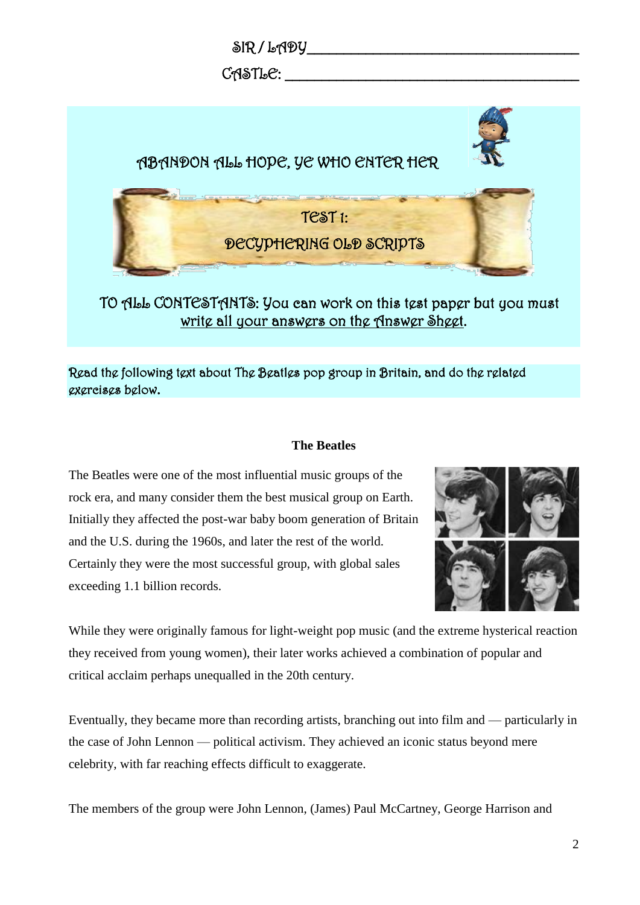SIR / LADY ___________________________________

CASTLE: ___________________________________

ABANDON ALL HOPE, YE WHO ENTER HER

# TEST 1:
# DECYPHERING OLD SCRIPTS

TO ALL CONTESTANTS: You can work on this test paper but you must write all your answers on the Answer Sheet.

Read the following text about The Beatles pop group in Britain, and do the related exercises below.

## The Beatles

The Beatles were one of the most influential music groups of the rock era, and many consider them the best musical group on Earth. Initially they affected the post-war baby boom generation of Britain and the U.S. during the 1960s, and later the rest of the world. Certainly they were the most successful group, with global sales exceeding 1.1 billion records.

While they were originally famous for light-weight pop music (and the extreme hysterical reaction they received from young women), their later works achieved a combination of popular and critical acclaim perhaps unequalled in the 20th century.

Eventually, they became more than recording artists, branching out into film and — particularly in the case of John Lennon — political activism. They achieved an iconic status beyond mere celebrity, with far reaching effects difficult to exaggerate.

The members of the group were John Lennon, (James) Paul McCartney, George Harrison and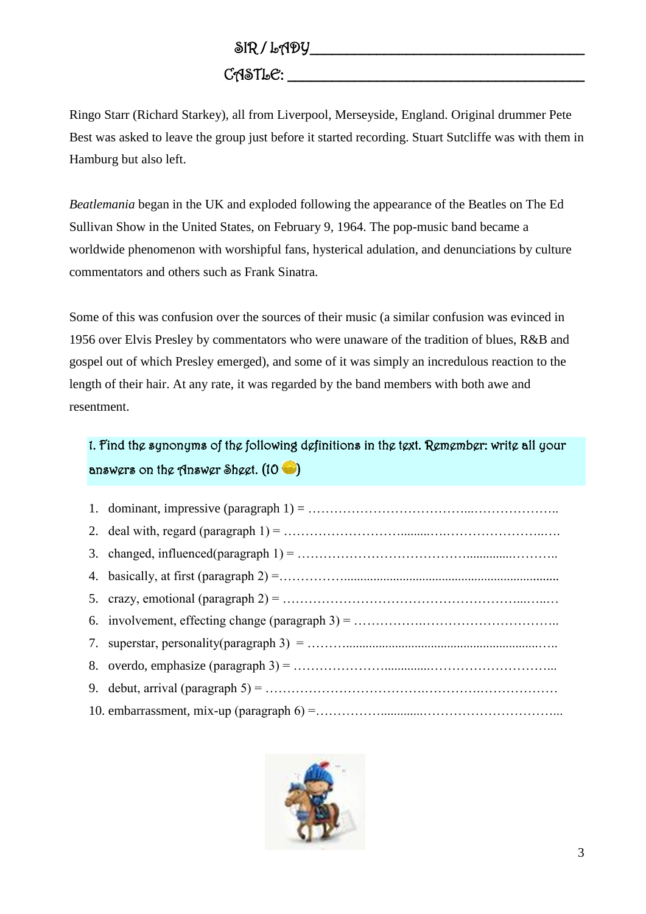SIR / LADY_______________________________

CASTLE: _________________________________

Ringo Starr (Richard Starkey), all from Liverpool, Merseyside, England. Original drummer Pete Best was asked to leave the group just before it started recording. Stuart Sutcliffe was with them in Hamburg but also left.

*Beatlemania* began in the UK and exploded following the appearance of the Beatles on The Ed Sullivan Show in the United States, on February 9, 1964. The pop-music band became a worldwide phenomenon with worshipful fans, hysterical adulation, and denunciations by culture commentators and others such as Frank Sinatra.

Some of this was confusion over the sources of their music (a similar confusion was evinced in 1956 over Elvis Presley by commentators who were unaware of the tradition of blues, R&B and gospel out of which Presley emerged), and some of it was simply an incredulous reaction to the length of their hair. At any rate, it was regarded by the band members with both awe and resentment.

**1. Find the synonyms of the following definitions in the text. Remember: write all your answers on the Answer Sheet. (10 )**

1. dominant, impressive (paragraph 1) = ………………………………………………………..
2. deal with, regard (paragraph 1) = ………………………………………………………..
3. changed, influenced(paragraph 1) = ………………………………………………………..
4. basically, at first (paragraph 2) =………………………………………………………..
5. crazy, emotional (paragraph 2) = ………………………………………………………..
6. involvement, effecting change (paragraph 3) = ………………………………………………………..
7. superstar, personality(paragraph 3) = ………………………………………………………..
8. overdo, emphasize (paragraph 3) = ………………………………………………………..
9. debut, arrival (paragraph 5) = ………………………………………………………..
10. embarrassment, mix-up (paragraph 6) =………………………………………………………..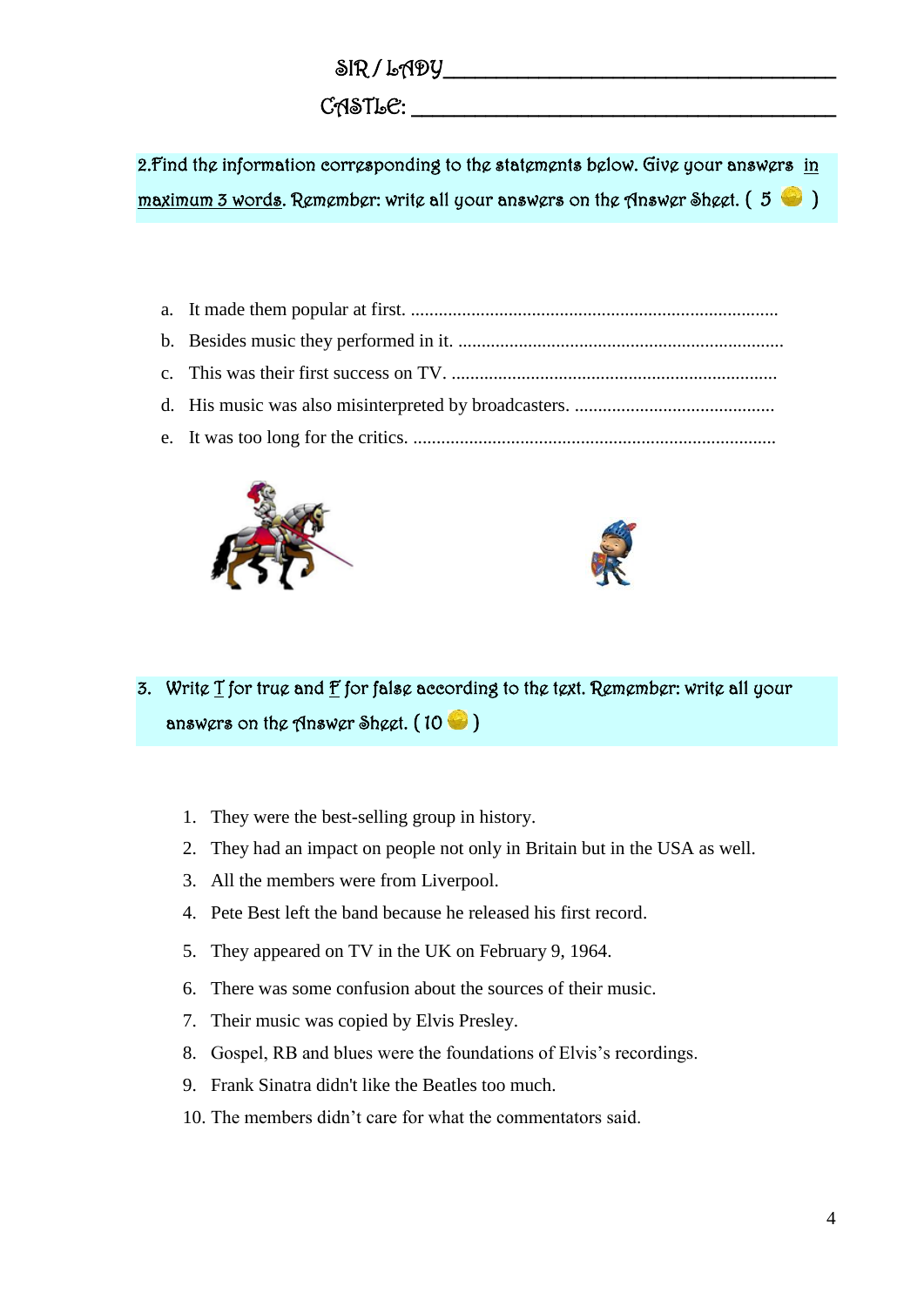SIR / LADY ___________________________________

CASTLE: ______________________________________

2.Find the information corresponding to the statements below. Give your answers <u>in maximum 3 words</u>. Remember: write all your answers on the Answer Sheet. ( 5 )

a. It made them popular at first. ................................................................................
b. Besides music they performed in it. ......................................................................
c. This was their first success on TV. ......................................................................
d. His music was also misinterpreted by broadcasters. ...........................................
e. It was too long for the critics. ..............................................................................

3. Write T for true and F for false according to the text. Remember: write all your answers on the Answer Sheet. ( 10 )

1. They were the best-selling group in history.
2. They had an impact on people not only in Britain but in the USA as well.
3. All the members were from Liverpool.
4. Pete Best left the band because he released his first record.
5. They appeared on TV in the UK on February 9, 1964.
6. There was some confusion about the sources of their music.
7. Their music was copied by Elvis Presley.
8. Gospel, RB and blues were the foundations of Elvis's recordings.
9. Frank Sinatra didn't like the Beatles too much.
10. The members didn't care for what the commentators said.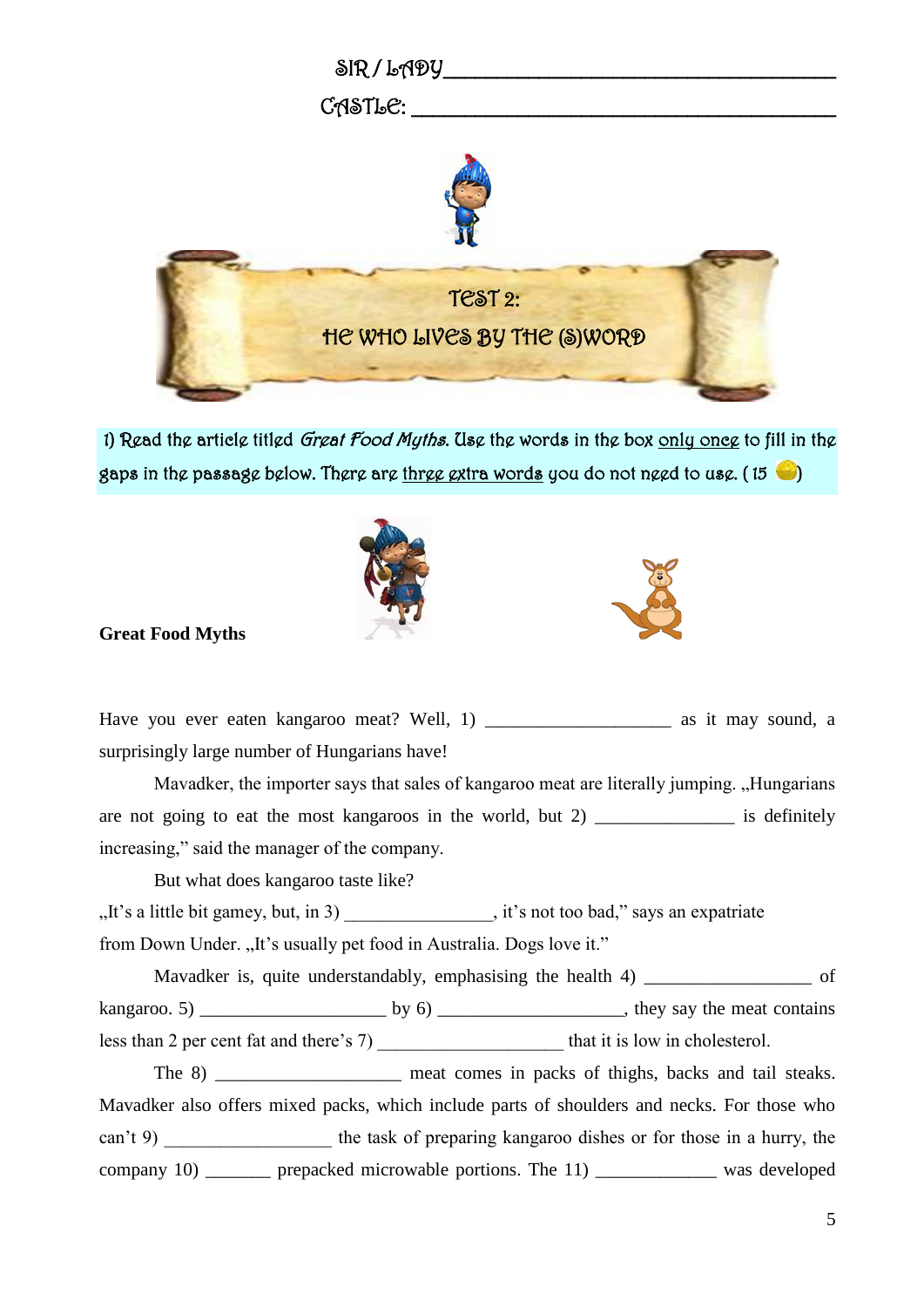SIR / LADY\_\_\_\_\_\_\_\_\_\_\_\_\_\_\_\_\_\_\_\_\_\_\_\_\_\_\_\_\_\_\_\_\_\_\_

CASTLE: \_\_\_\_\_\_\_\_\_\_\_\_\_\_\_\_\_\_\_\_\_\_\_\_\_\_\_\_\_\_\_\_\_\_\_

# TEST 2:
# HE WHO LIVES BY THE (S)WORD

1) Read the article titled *Great Food Myths*. Use the words in the box only once to fill in the gaps in the passage below. There are three extra words you do not need to use. ( 15 )

**Great Food Myths**

Have you ever eaten kangaroo meat? Well, 1) \_\_\_\_\_\_\_\_\_\_\_\_\_\_\_\_\_\_\_ as it may sound, a surprisingly large number of Hungarians have!

Mavadker, the importer says that sales of kangaroo meat are literally jumping. „Hungarians are not going to eat the most kangaroos in the world, but 2) \_\_\_\_\_\_\_\_\_\_\_\_\_\_\_ is definitely increasing," said the manager of the company.

But what does kangaroo taste like?

„It's a little bit gamey, but, in 3) \_\_\_\_\_\_\_\_\_\_\_\_\_\_\_\_, it's not too bad," says an expatriate from Down Under. „It's usually pet food in Australia. Dogs love it."

Mavadker is, quite understandably, emphasising the health 4) \_\_\_\_\_\_\_\_\_\_\_\_\_\_\_\_\_ of kangaroo. 5) \_\_\_\_\_\_\_\_\_\_\_\_\_\_\_\_\_\_\_ by 6) \_\_\_\_\_\_\_\_\_\_\_\_\_\_\_\_\_\_\_, they say the meat contains less than 2 per cent fat and there's 7) \_\_\_\_\_\_\_\_\_\_\_\_\_\_\_\_\_\_\_ that it is low in cholesterol.

The 8) \_\_\_\_\_\_\_\_\_\_\_\_\_\_\_\_\_\_\_ meat comes in packs of thighs, backs and tail steaks. Mavadker also offers mixed packs, which include parts of shoulders and necks. For those who can't 9) \_\_\_\_\_\_\_\_\_\_\_\_\_\_\_\_\_ the task of preparing kangaroo dishes or for those in a hurry, the company 10) \_\_\_\_\_\_\_ prepacked microwable portions. The 11) \_\_\_\_\_\_\_\_\_\_\_\_ was developed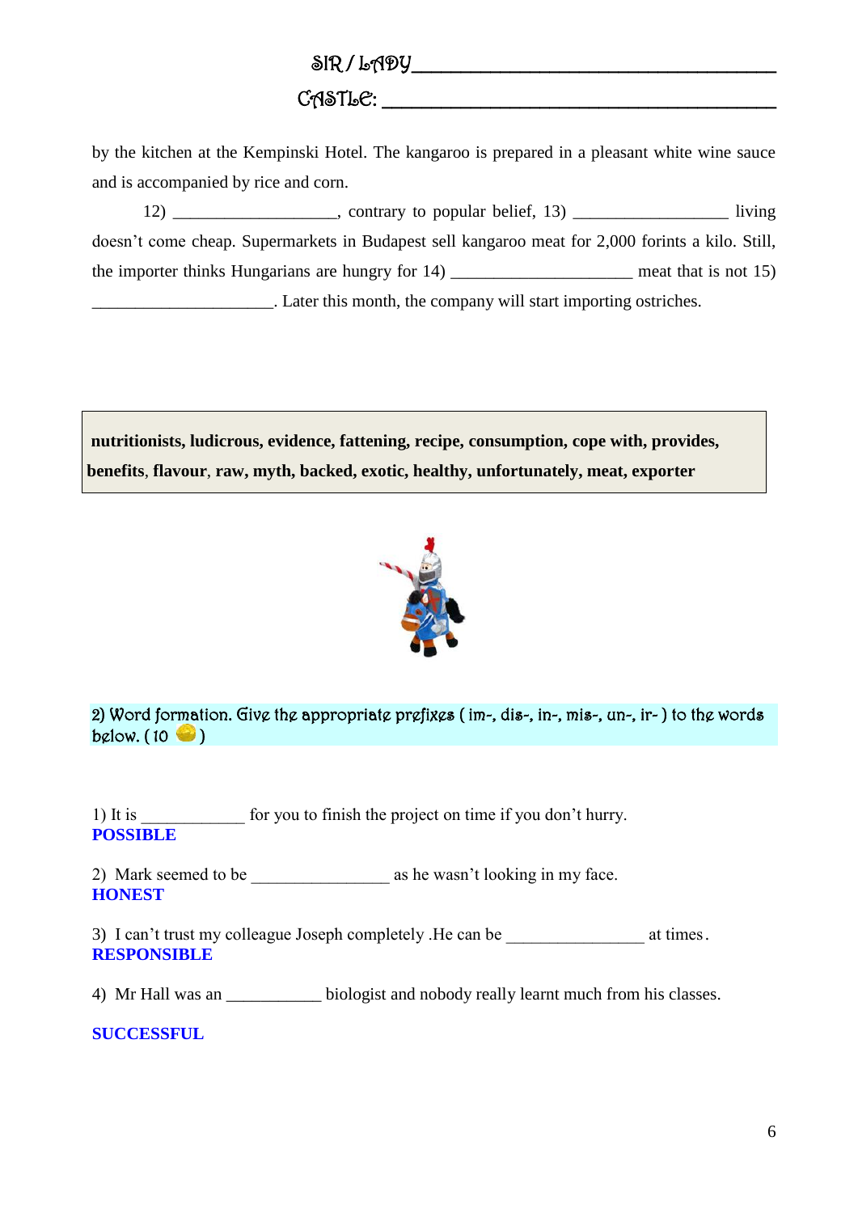SIR / LADY ___________________________________

CASTLE: ______________________________________

by the kitchen at the Kempinski Hotel. The kangaroo is prepared in a pleasant white wine sauce and is accompanied by rice and corn.

12) ___________________, contrary to popular belief, 13) _________________ living doesn't come cheap. Supermarkets in Budapest sell kangaroo meat for 2,000 forints a kilo. Still, the importer thinks Hungarians are hungry for 14) ____________________ meat that is not 15) ____________________. Later this month, the company will start importing ostriches.

| **nutritionists, ludicrous, evidence, fattening, recipe, consumption, cope with, provides, benefits, flavour, raw, myth, backed, exotic, healthy, unfortunately, meat, exporter** |
|---|

2) Word formation. Give the appropriate prefixes ( im-, dis-, in-, mis-, un-, ir- ) to the words below. ( 10 )

1) It is ____________ for you to finish the project on time if you don't hurry.
**POSSIBLE**

2) Mark seemed to be _______________ as he wasn't looking in my face.
**HONEST**

3) I can't trust my colleague Joseph completely .He can be _______________ at times.
**RESPONSIBLE**

4) Mr Hall was an ___________ biologist and nobody really learnt much from his classes.

**SUCCESSFUL**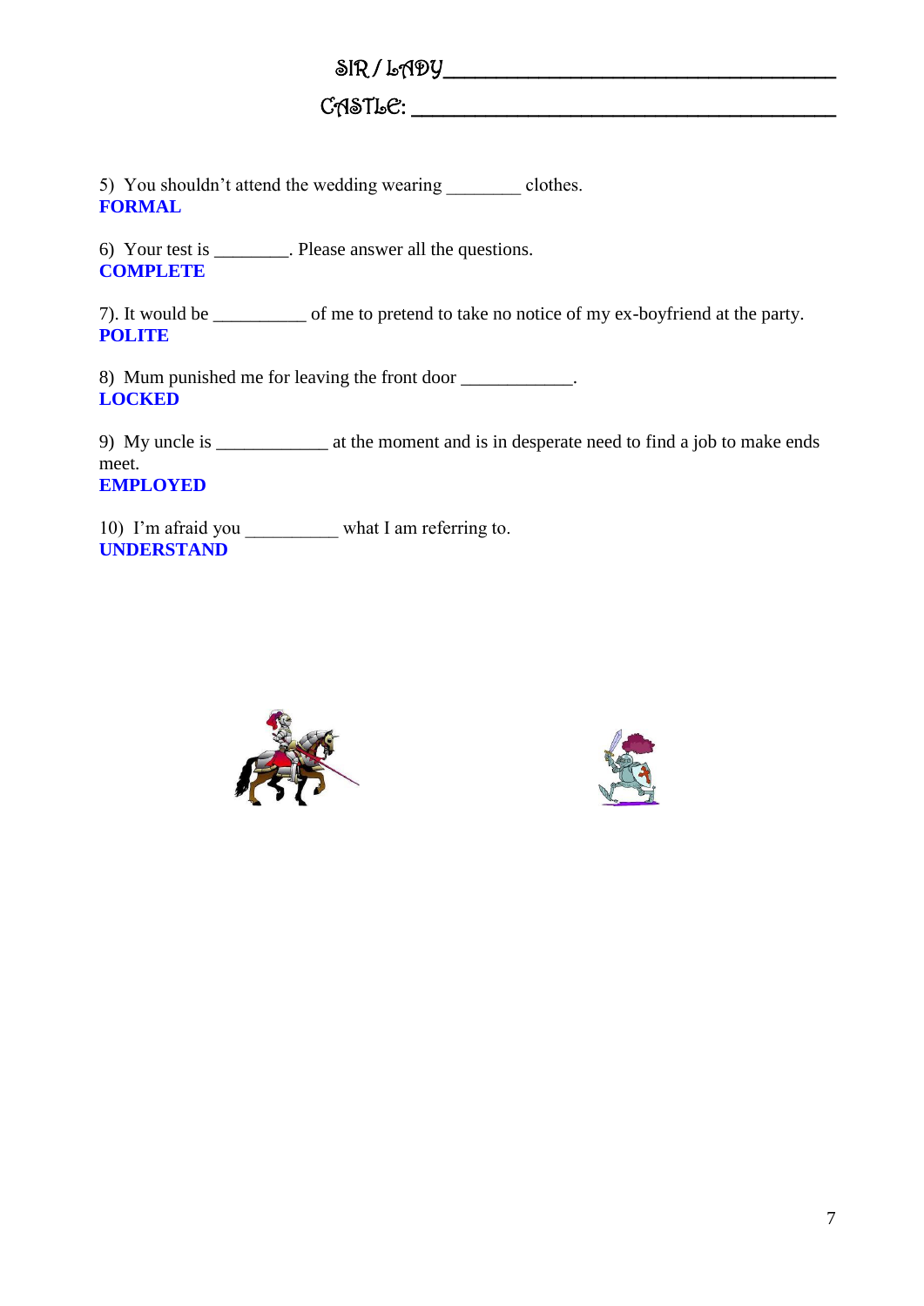SIR / LADY ______________________________

CASTLE: ______________________________

5) You shouldn't attend the wedding wearing ________ clothes.
**FORMAL**

6) Your test is ________. Please answer all the questions.
**COMPLETE**

7). It would be __________ of me to pretend to take no notice of my ex-boyfriend at the party.
**POLITE**

8) Mum punished me for leaving the front door ____________.
**LOCKED**

9) My uncle is ____________ at the moment and is in desperate need to find a job to make ends meet.
**EMPLOYED**

10) I'm afraid you __________ what I am referring to.
**UNDERSTAND**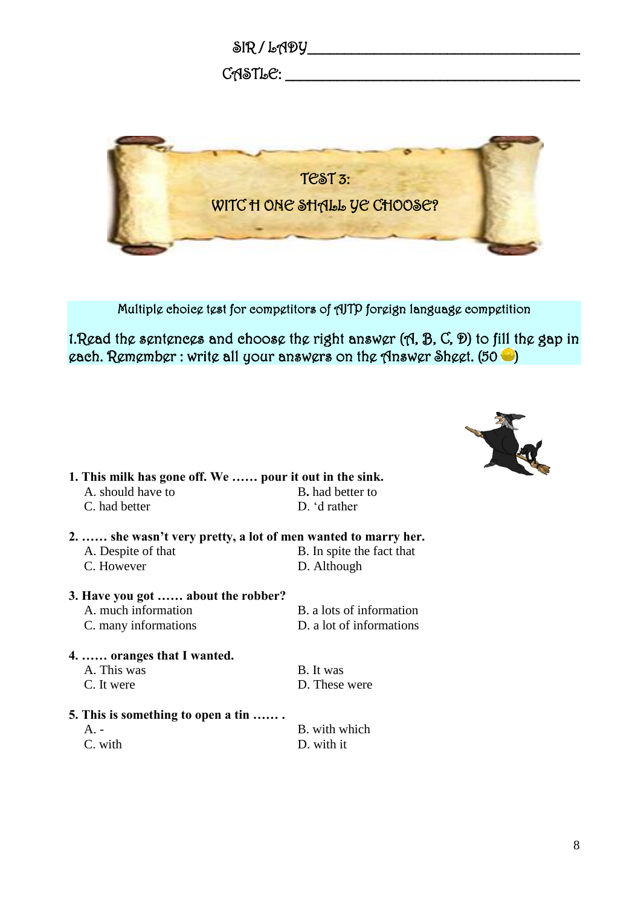SIR / LADY\_\_\_\_\_\_\_\_\_\_\_\_\_\_\_\_\_\_\_\_\_\_\_\_\_\_\_\_\_\_\_\_\_\_

CASTLE: \_\_\_\_\_\_\_\_\_\_\_\_\_\_\_\_\_\_\_\_\_\_\_\_\_\_\_\_\_\_\_\_\_\_\_

# TEST 3:

# WITC H ONE SHALL YE CHOOSE?

Multiple choice test for competitors of AJTP foreign language competition

1.Read the sentences and choose the right answer (A, B, C, D) to fill the gap in each. Remember : write all your answers on the Answer Sheet. (50 )

**1. This milk has gone off. We …… pour it out in the sink.**

A. should have to
B. had better to
C. had better
D. 'd rather

**2. …… she wasn't very pretty, a lot of men wanted to marry her.**

A. Despite of that
B. In spite the fact that
C. However
D. Although

**3. Have you got …… about the robber?**

A. much information
B. a lots of information
C. many informations
D. a lot of informations

**4. …… oranges that I wanted.**

A. This was
B. It was
C. It were
D. These were

**5. This is something to open a tin …… .**

A. -
B. with which
C. with
D. with it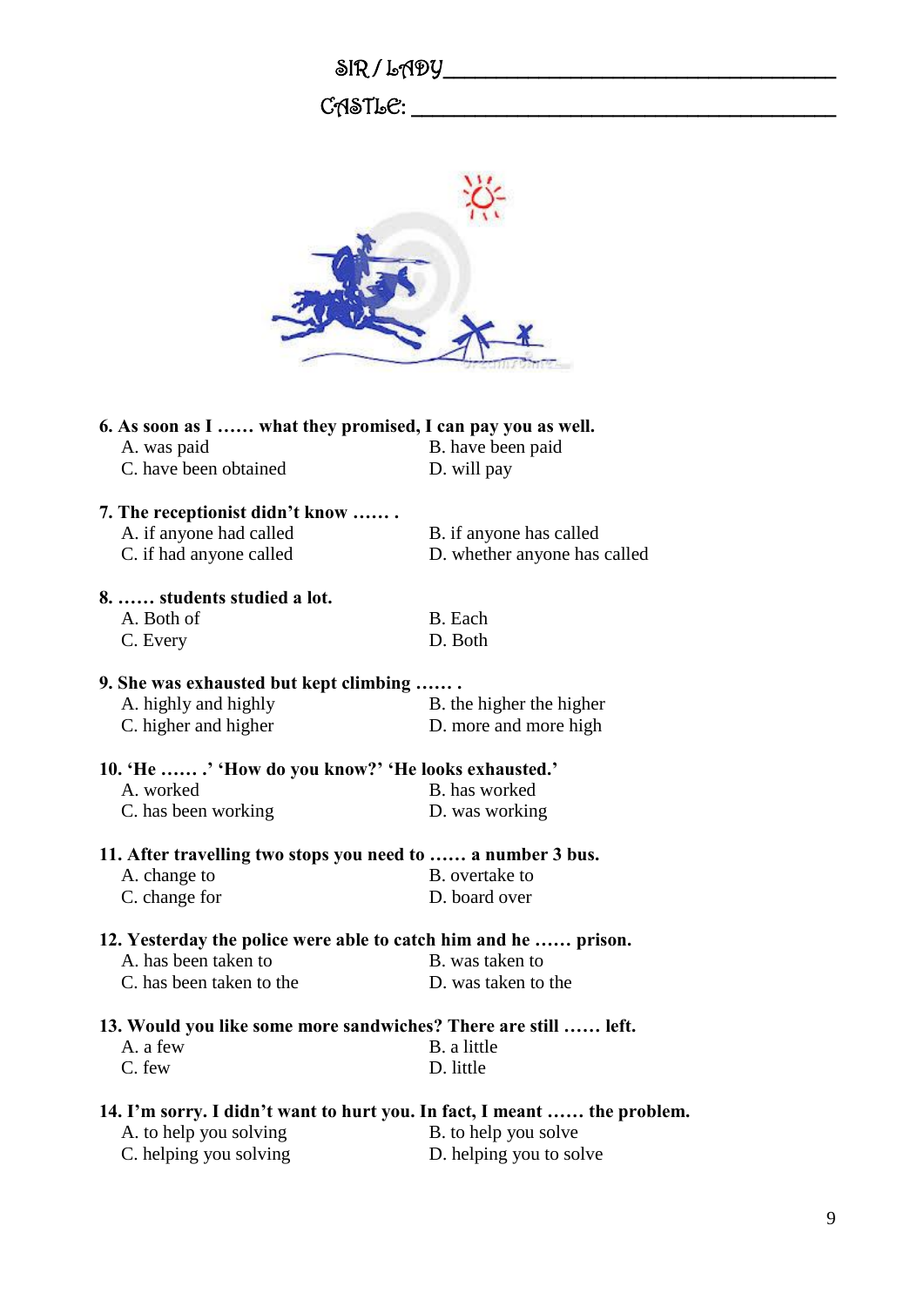SIR / LADY ___________________________________

CASTLE: ______________________________________

**6. As soon as I …… what they promised, I can pay you as well.**

A. was paid
B. have been paid
C. have been obtained
D. will pay

**7. The receptionist didn't know …… .**

A. if anyone had called
B. if anyone has called
C. if had anyone called
D. whether anyone has called

**8. …… students studied a lot.**

A. Both of
B. Each
C. Every
D. Both

**9. She was exhausted but kept climbing …… .**

A. highly and highly
B. the higher the higher
C. higher and higher
D. more and more high

**10. 'He …… .' 'How do you know?' 'He looks exhausted.'**

A. worked
B. has worked
C. has been working
D. was working

**11. After travelling two stops you need to …… a number 3 bus.**

A. change to
B. overtake to
C. change for
D. board over

**12. Yesterday the police were able to catch him and he …… prison.**

A. has been taken to
B. was taken to
C. has been taken to the
D. was taken to the

**13. Would you like some more sandwiches? There are still …… left.**

A. a few
B. a little
C. few
D. little

**14. I'm sorry. I didn't want to hurt you. In fact, I meant …… the problem.**

A. to help you solving
B. to help you solve
C. helping you solving
D. helping you to solve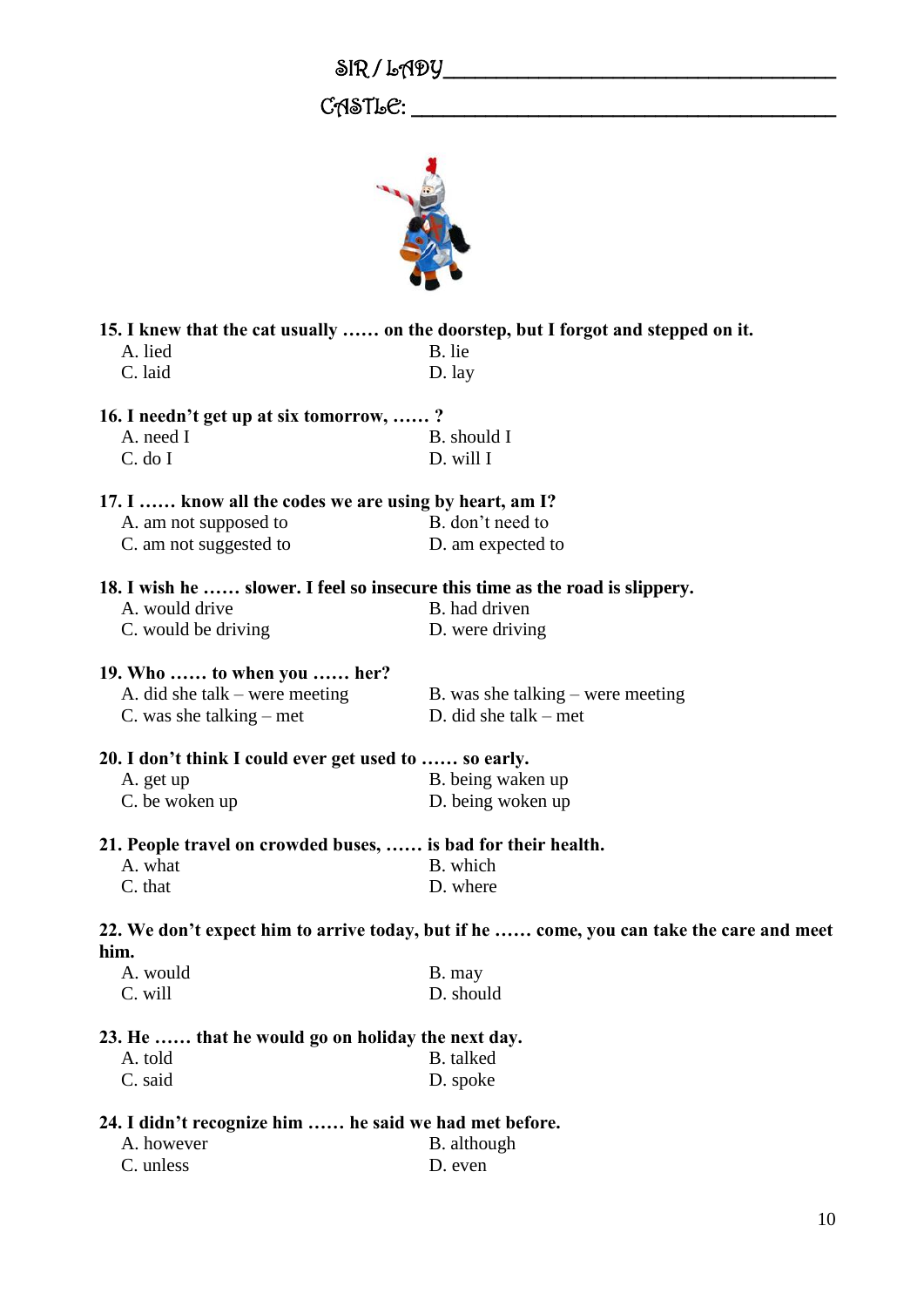SIR / LADY_________________________________

CASTLE: ___________________________________

**15. I knew that the cat usually …… on the doorstep, but I forgot and stepped on it.**

A. lied  
B. lie  
C. laid  
D. lay

**16. I needn't get up at six tomorrow, …… ?**

A. need I  
B. should I  
C. do I  
D. will I

**17. I …… know all the codes we are using by heart, am I?**

A. am not supposed to  
B. don't need to  
C. am not suggested to  
D. am expected to

**18. I wish he …… slower. I feel so insecure this time as the road is slippery.**

A. would drive  
B. had driven  
C. would be driving  
D. were driving

**19. Who …… to when you …… her?**

A. did she talk – were meeting  
B. was she talking – were meeting  
C. was she talking – met  
D. did she talk – met

**20. I don't think I could ever get used to …… so early.**

A. get up  
B. being waken up  
C. be woken up  
D. being woken up

**21. People travel on crowded buses, …… is bad for their health.**

A. what  
B. which  
C. that  
D. where

**22. We don't expect him to arrive today, but if he …… come, you can take the care and meet him.**

A. would  
B. may  
C. will  
D. should

**23. He …… that he would go on holiday the next day.**

A. told  
B. talked  
C. said  
D. spoke

**24. I didn't recognize him …… he said we had met before.**

A. however  
B. although  
C. unless  
D. even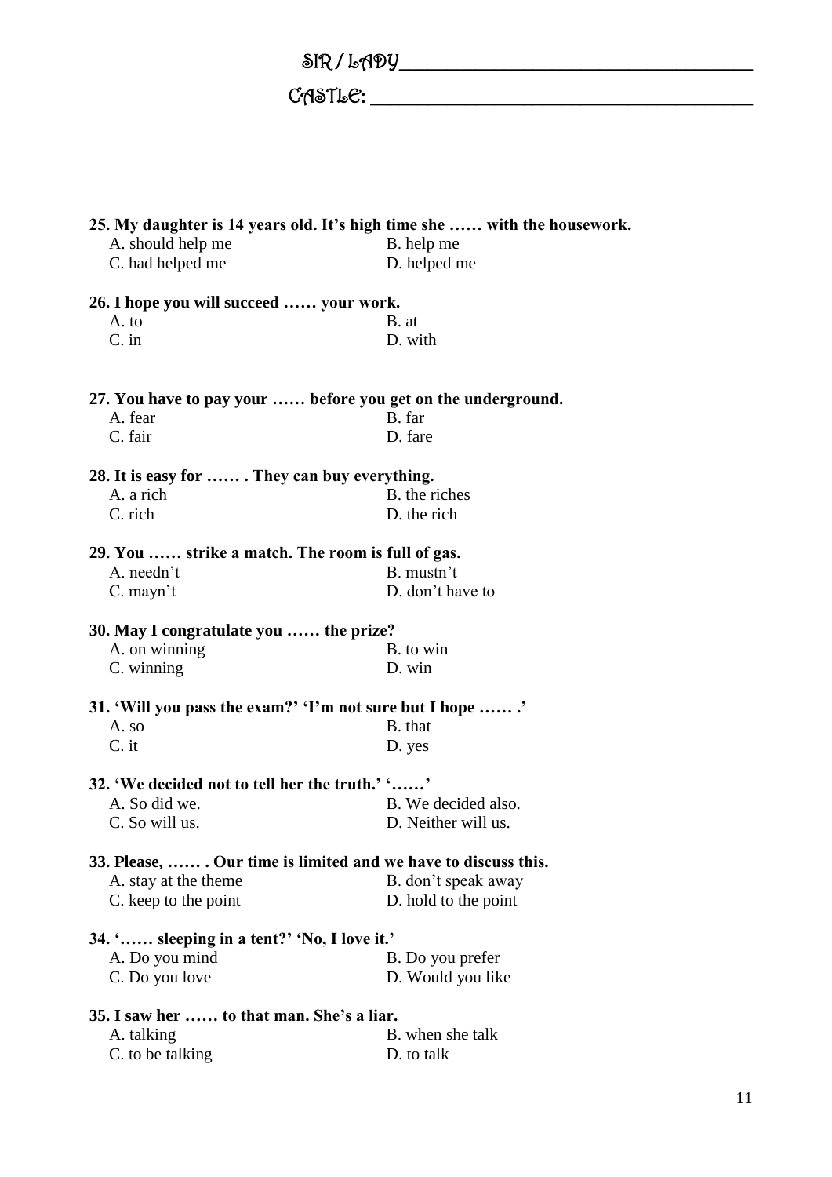SIR / LADY_______________________________

CASTLE: _________________________________

**25. My daughter is 14 years old. It's high time she …… with the housework.**

A. should help me
B. help me
C. had helped me
D. helped me

**26. I hope you will succeed …… your work.**

A. to
B. at
C. in
D. with

**27. You have to pay your …… before you get on the underground.**

A. fear
B. far
C. fair
D. fare

**28. It is easy for …… . They can buy everything.**

A. a rich
B. the riches
C. rich
D. the rich

**29. You …… strike a match. The room is full of gas.**

A. needn't
B. mustn't
C. mayn't
D. don't have to

**30. May I congratulate you …… the prize?**

A. on winning
B. to win
C. winning
D. win

**31. 'Will you pass the exam?' 'I'm not sure but I hope …… .'**

A. so
B. that
C. it
D. yes

**32. 'We decided not to tell her the truth.' '……'**

A. So did we.
B. We decided also.
C. So will us.
D. Neither will us.

**33. Please, …… . Our time is limited and we have to discuss this.**

A. stay at the theme
B. don't speak away
C. keep to the point
D. hold to the point

**34. '…… sleeping in a tent?' 'No, I love it.'**

A. Do you mind
B. Do you prefer
C. Do you love
D. Would you like

**35. I saw her …… to that man. She's a liar.**

A. talking
B. when she talk
C. to be talking
D. to talk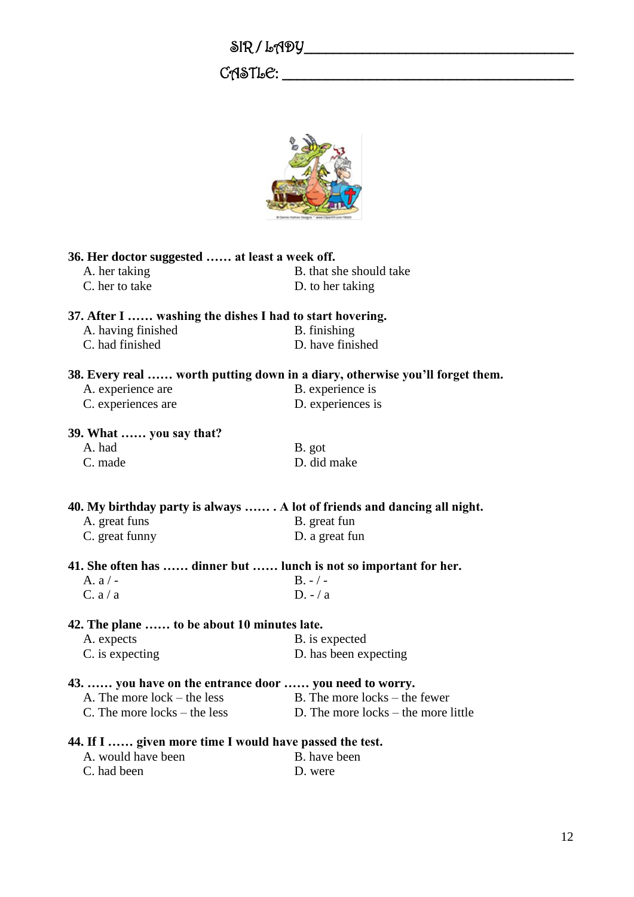SIR / LADY ___________________________________

CASTLE: ______________________________________

**36. Her doctor suggested …… at least a week off.**

A. her taking
B. that she should take
C. her to take
D. to her taking

**37. After I …… washing the dishes I had to start hovering.**

A. having finished
B. finishing
C. had finished
D. have finished

**38. Every real …… worth putting down in a diary, otherwise you'll forget them.**

A. experience are
B. experience is
C. experiences are
D. experiences is

**39. What …… you say that?**

A. had
B. got
C. made
D. did make

**40. My birthday party is always …… . A lot of friends and dancing all night.**

A. great funs
B. great fun
C. great funny
D. a great fun

**41. She often has …… dinner but …… lunch is not so important for her.**

A. a / -
B. - / -
C. a / a
D. - / a

**42. The plane …… to be about 10 minutes late.**

A. expects
B. is expected
C. is expecting
D. has been expecting

**43. …… you have on the entrance door …… you need to worry.**

A. The more lock – the less
B. The more locks – the fewer
C. The more locks – the less
D. The more locks – the more little

**44. If I …… given more time I would have passed the test.**

A. would have been
B. have been
C. had been
D. were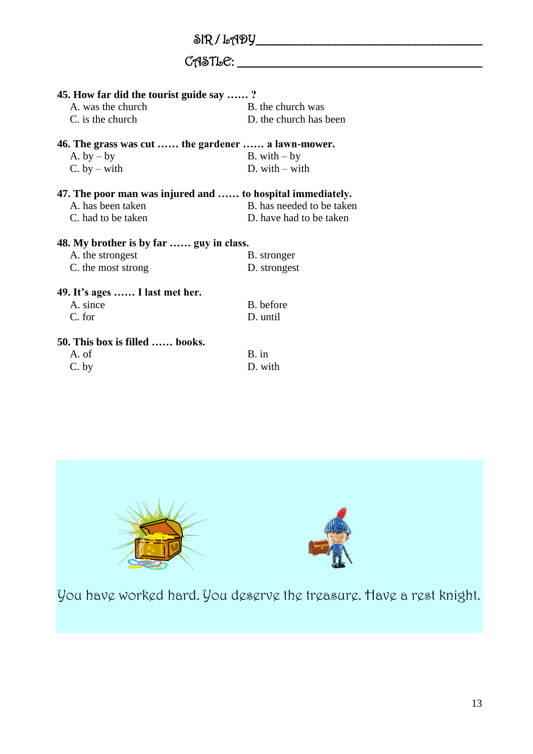SIR / LADY ___________________________________

CASTLE: ___________________________________

**45. How far did the tourist guide say …… ?**

A. was the church
B. the church was
C. is the church
D. the church has been

**46. The grass was cut …… the gardener …… a lawn-mower.**

A. by – by
B. with – by
C. by – with
D. with – with

**47. The poor man was injured and …… to hospital immediately.**

A. has been taken
B. has needed to be taken
C. had to be taken
D. have had to be taken

**48. My brother is by far …… guy in class.**

A. the strongest
B. stronger
C. the most strong
D. strongest

**49. It's ages …… I last met her.**

A. since
B. before
C. for
D. until

**50. This box is filled …… books.**

A. of
B. in
C. by
D. with

You have worked hard. You deserve the treasure. Have a rest knight.